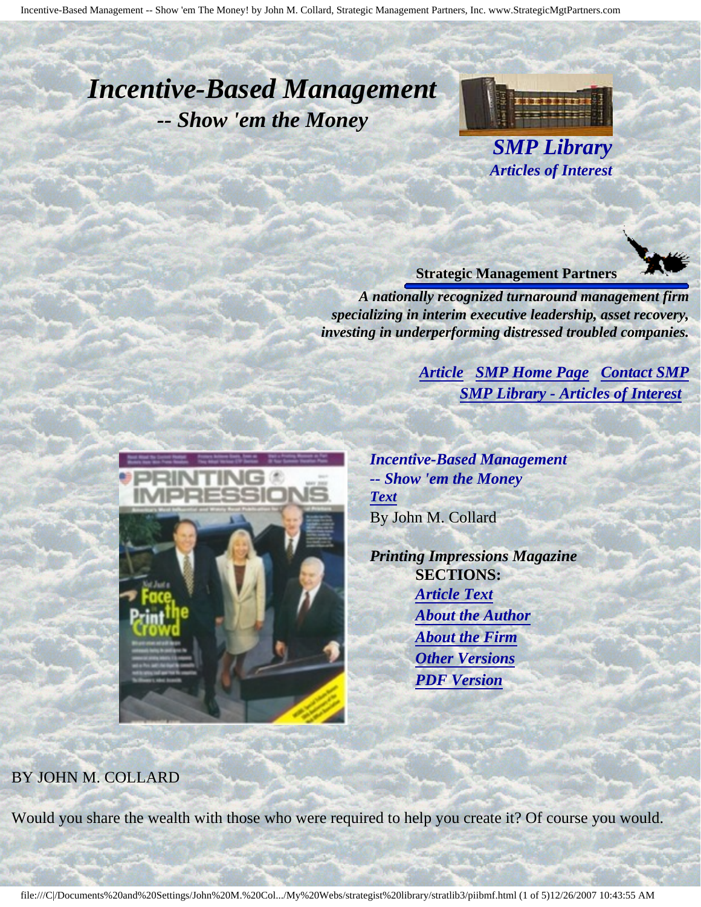# *Incentive-Based Management*

## *-- Show 'em the Money*

***SMP Library***
***Articles of Interest***

**Strategic Management Partners**

***A nationally recognized turnaround management firm specializing in interim executive leadership, asset recovery, investing in underperforming distressed troubled companies.***

*Article* *SMP Home Page* *Contact SMP*
*SMP Library - Articles of Interest*

***Incentive-Based Management***
***-- Show 'em the Money***
***Text***
By John M. Collard

***Printing Impressions Magazine***
**SECTIONS:**
- *Article Text*
- *About the Author*
- *About the Firm*
- *Other Versions*
- *PDF Version*

BY JOHN M. COLLARD

Would you share the wealth with those who were required to help you create it? Of course you would.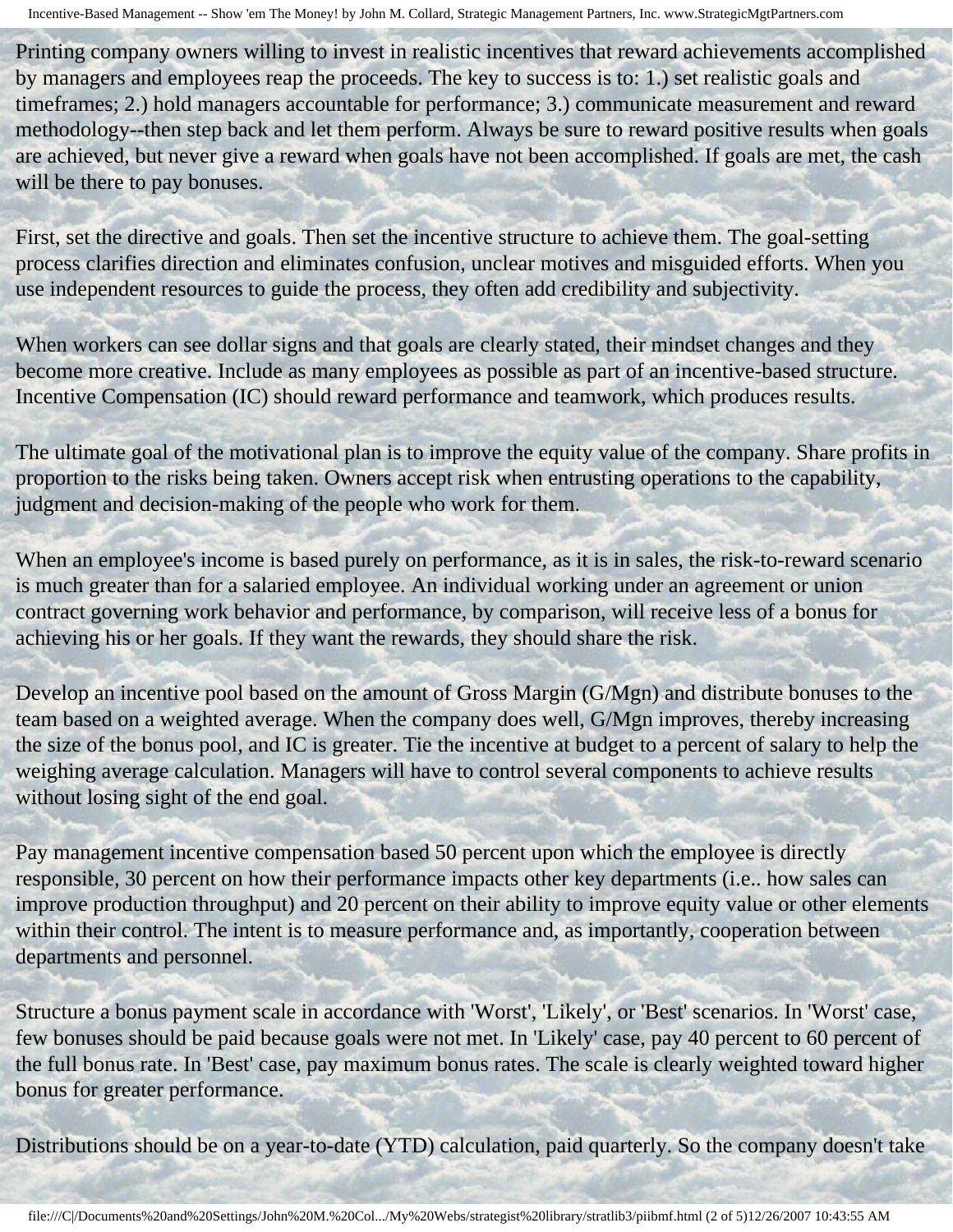Printing company owners willing to invest in realistic incentives that reward achievements accomplished by managers and employees reap the proceeds. The key to success is to: 1.) set realistic goals and timeframes; 2.) hold managers accountable for performance; 3.) communicate measurement and reward methodology--then step back and let them perform. Always be sure to reward positive results when goals are achieved, but never give a reward when goals have not been accomplished. If goals are met, the cash will be there to pay bonuses.

First, set the directive and goals. Then set the incentive structure to achieve them. The goal-setting process clarifies direction and eliminates confusion, unclear motives and misguided efforts. When you use independent resources to guide the process, they often add credibility and subjectivity.

When workers can see dollar signs and that goals are clearly stated, their mindset changes and they become more creative. Include as many employees as possible as part of an incentive-based structure. Incentive Compensation (IC) should reward performance and teamwork, which produces results.

The ultimate goal of the motivational plan is to improve the equity value of the company. Share profits in proportion to the risks being taken. Owners accept risk when entrusting operations to the capability, judgment and decision-making of the people who work for them.

When an employee's income is based purely on performance, as it is in sales, the risk-to-reward scenario is much greater than for a salaried employee. An individual working under an agreement or union contract governing work behavior and performance, by comparison, will receive less of a bonus for achieving his or her goals. If they want the rewards, they should share the risk.

Develop an incentive pool based on the amount of Gross Margin (G/Mgn) and distribute bonuses to the team based on a weighted average. When the company does well, G/Mgn improves, thereby increasing the size of the bonus pool, and IC is greater. Tie the incentive at budget to a percent of salary to help the weighing average calculation. Managers will have to control several components to achieve results without losing sight of the end goal.

Pay management incentive compensation based 50 percent upon which the employee is directly responsible, 30 percent on how their performance impacts other key departments (i.e.. how sales can improve production throughput) and 20 percent on their ability to improve equity value or other elements within their control. The intent is to measure performance and, as importantly, cooperation between departments and personnel.

Structure a bonus payment scale in accordance with 'Worst', 'Likely', or 'Best' scenarios. In 'Worst' case, few bonuses should be paid because goals were not met. In 'Likely' case, pay 40 percent to 60 percent of the full bonus rate. In 'Best' case, pay maximum bonus rates. The scale is clearly weighted toward higher bonus for greater performance.

Distributions should be on a year-to-date (YTD) calculation, paid quarterly. So the company doesn't take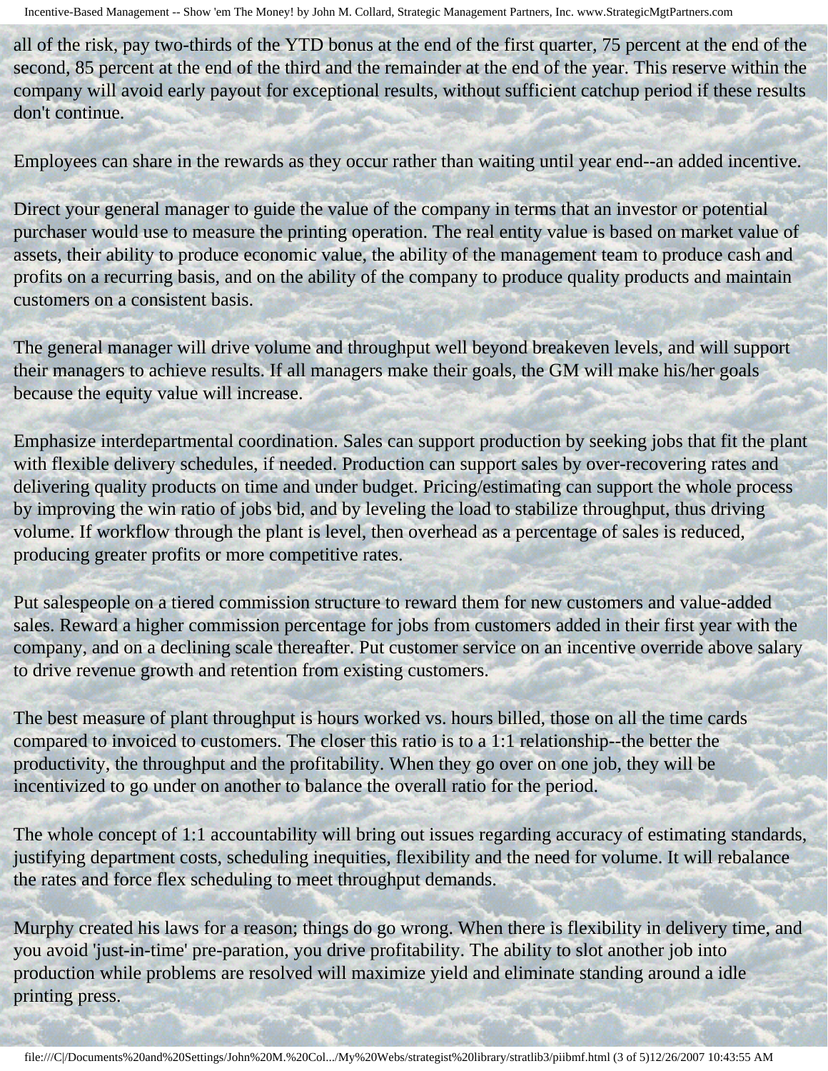all of the risk, pay two-thirds of the YTD bonus at the end of the first quarter, 75 percent at the end of the second, 85 percent at the end of the third and the remainder at the end of the year. This reserve within the company will avoid early payout for exceptional results, without sufficient catchup period if these results don't continue.

Employees can share in the rewards as they occur rather than waiting until year end--an added incentive.

Direct your general manager to guide the value of the company in terms that an investor or potential purchaser would use to measure the printing operation. The real entity value is based on market value of assets, their ability to produce economic value, the ability of the management team to produce cash and profits on a recurring basis, and on the ability of the company to produce quality products and maintain customers on a consistent basis.

The general manager will drive volume and throughput well beyond breakeven levels, and will support their managers to achieve results. If all managers make their goals, the GM will make his/her goals because the equity value will increase.

Emphasize interdepartmental coordination. Sales can support production by seeking jobs that fit the plant with flexible delivery schedules, if needed. Production can support sales by over-recovering rates and delivering quality products on time and under budget. Pricing/estimating can support the whole process by improving the win ratio of jobs bid, and by leveling the load to stabilize throughput, thus driving volume. If workflow through the plant is level, then overhead as a percentage of sales is reduced, producing greater profits or more competitive rates.

Put salespeople on a tiered commission structure to reward them for new customers and value-added sales. Reward a higher commission percentage for jobs from customers added in their first year with the company, and on a declining scale thereafter. Put customer service on an incentive override above salary to drive revenue growth and retention from existing customers.

The best measure of plant throughput is hours worked vs. hours billed, those on all the time cards compared to invoiced to customers. The closer this ratio is to a 1:1 relationship--the better the productivity, the throughput and the profitability. When they go over on one job, they will be incentivized to go under on another to balance the overall ratio for the period.

The whole concept of 1:1 accountability will bring out issues regarding accuracy of estimating standards, justifying department costs, scheduling inequities, flexibility and the need for volume. It will rebalance the rates and force flex scheduling to meet throughput demands.

Murphy created his laws for a reason; things do go wrong. When there is flexibility in delivery time, and you avoid 'just-in-time' pre-paration, you drive profitability. The ability to slot another job into production while problems are resolved will maximize yield and eliminate standing around a idle printing press.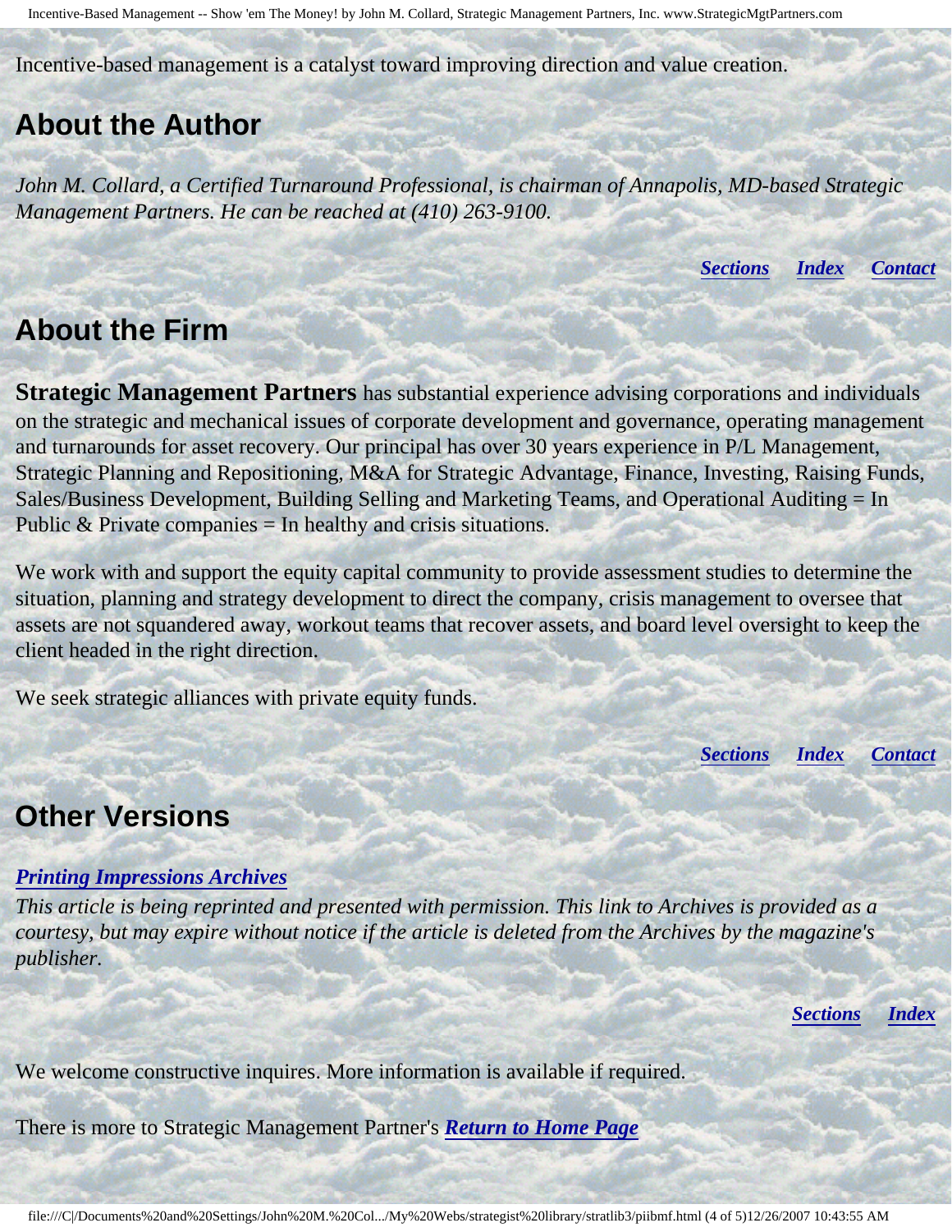Incentive-based management is a catalyst toward improving direction and value creation.

## About the Author

*John M. Collard, a Certified Turnaround Professional, is chairman of Annapolis, MD-based Strategic Management Partners. He can be reached at (410) 263-9100.*

***Sections*** ***Index*** ***Contact***

## About the Firm

**Strategic Management Partners** has substantial experience advising corporations and individuals on the strategic and mechanical issues of corporate development and governance, operating management and turnarounds for asset recovery. Our principal has over 30 years experience in P/L Management, Strategic Planning and Repositioning, M&A for Strategic Advantage, Finance, Investing, Raising Funds, Sales/Business Development, Building Selling and Marketing Teams, and Operational Auditing = In Public & Private companies = In healthy and crisis situations.

We work with and support the equity capital community to provide assessment studies to determine the situation, planning and strategy development to direct the company, crisis management to oversee that assets are not squandered away, workout teams that recover assets, and board level oversight to keep the client headed in the right direction.

We seek strategic alliances with private equity funds.

***Sections*** ***Index*** ***Contact***

## Other Versions

***Printing Impressions Archives***

*This article is being reprinted and presented with permission. This link to Archives is provided as a courtesy, but may expire without notice if the article is deleted from the Archives by the magazine's publisher.*

***Sections*** ***Index***

We welcome constructive inquires. More information is available if required.

There is more to Strategic Management Partner's ***Return to Home Page***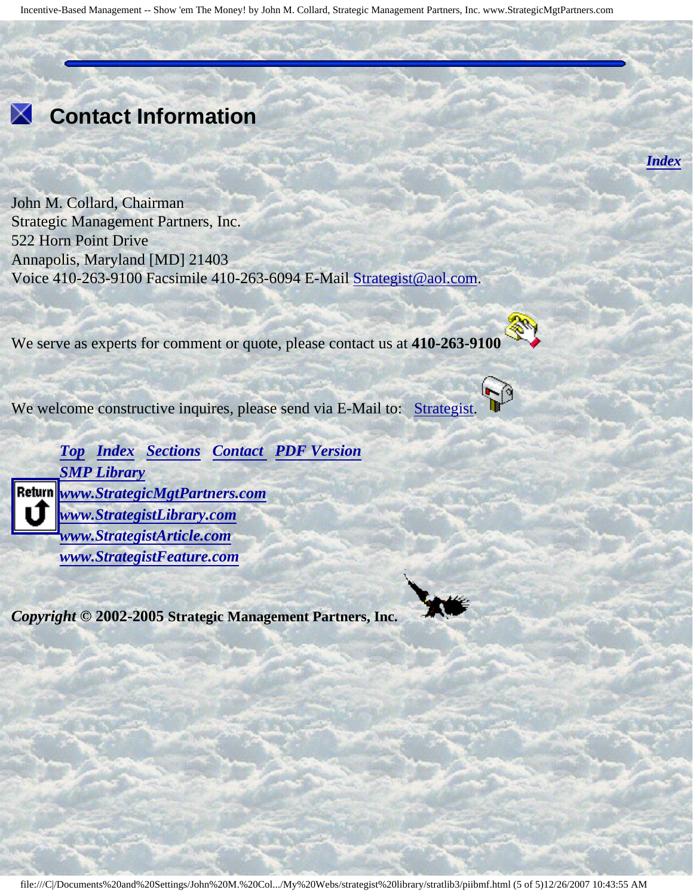## Contact Information

***Index***

John M. Collard, Chairman
Strategic Management Partners, Inc.
522 Horn Point Drive
Annapolis, Maryland [MD] 21403
Voice 410-263-9100 Facsimile 410-263-6094 E-Mail Strategist@aol.com.

We serve as experts for comment or quote, please contact us at **410-263-9100**

We welcome constructive inquires, please send via E-Mail to: Strategist.

***Top Index Sections Contact PDF Version***
***SMP Library***
***www.StrategicMgtPartners.com***
***www.StrategistLibrary.com***
***www.StrategistArticle.com***
***www.StrategistFeature.com***

***Copyright*** **© 2002-2005 Strategic Management Partners, Inc.**